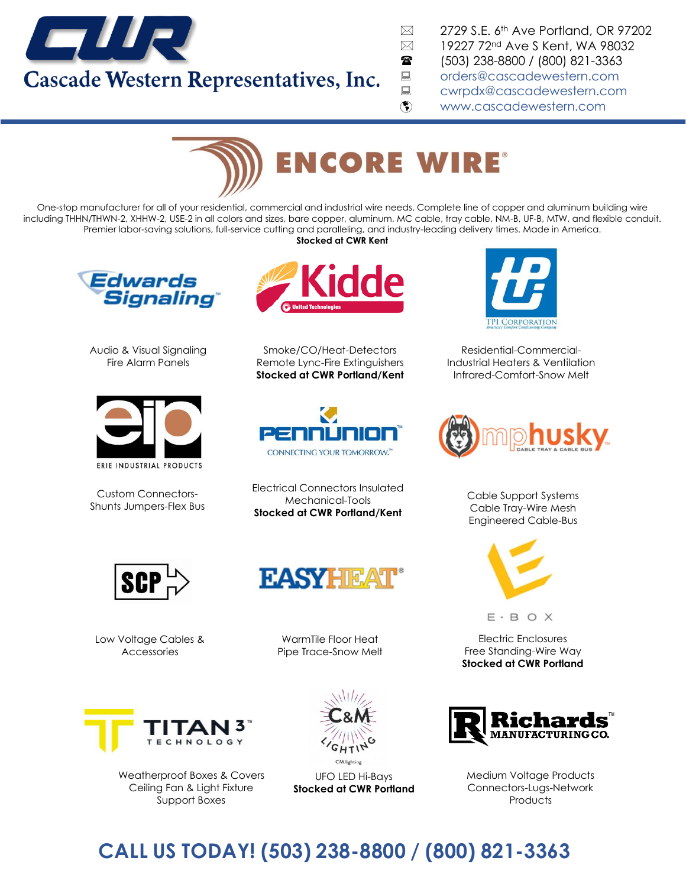# Cascade Western Representatives, Inc.

2729 S.E. 6th Ave Portland, OR 97202
19227 72nd Ave S Kent, WA 98032
(503) 238-8800 / (800) 821-3363
orders@cascadewestern.com
cwrpdx@cascadewestern.com
www.cascadewestern.com

## ENCORE WIRE

One-stop manufacturer for all of your residential, commercial and industrial wire needs. Complete line of copper and aluminum building wire including THHN/THWN-2, XHHW-2, USE-2 in all colors and sizes, bare copper, aluminum, MC cable, tray cable, NM-B, UF-B, MTW, and flexible conduit. Premier labor-saving solutions, full-service cutting and paralleling, and industry-leading delivery times. Made in America.
**Stocked at CWR Kent**

### Edwards Signaling

Audio & Visual Signaling
Fire Alarm Panels

### Kidde

Smoke/CO/Heat-Detectors
Remote Lync-Fire Extinguishers
**Stocked at CWR Portland/Kent**

### TPI Corporation

Residential-Commercial-Industrial Heaters & Ventilation
Infrared-Comfort-Snow Melt

### Erie Industrial Products

Custom Connectors-Shunts Jumpers-Flex Bus

### Penn Union

Electrical Connectors Insulated Mechanical-Tools
**Stocked at CWR Portland/Kent**

### mphusky

Cable Support Systems
Cable Tray-Wire Mesh
Engineered Cable-Bus

### SCP

Low Voltage Cables & Accessories

### EasyHeat

WarmTile Floor Heat
Pipe Trace-Snow Melt

### E-Box

Electric Enclosures
Free Standing-Wire Way
**Stocked at CWR Portland**

### Titan3 Technology

Weatherproof Boxes & Covers
Ceiling Fan & Light Fixture Support Boxes

### C&M Lighting

UFO LED Hi-Bays
**Stocked at CWR Portland**

### Richards Manufacturing Co.

Medium Voltage Products
Connectors-Lugs-Network Products

## CALL US TODAY! (503) 238-8800 / (800) 821-3363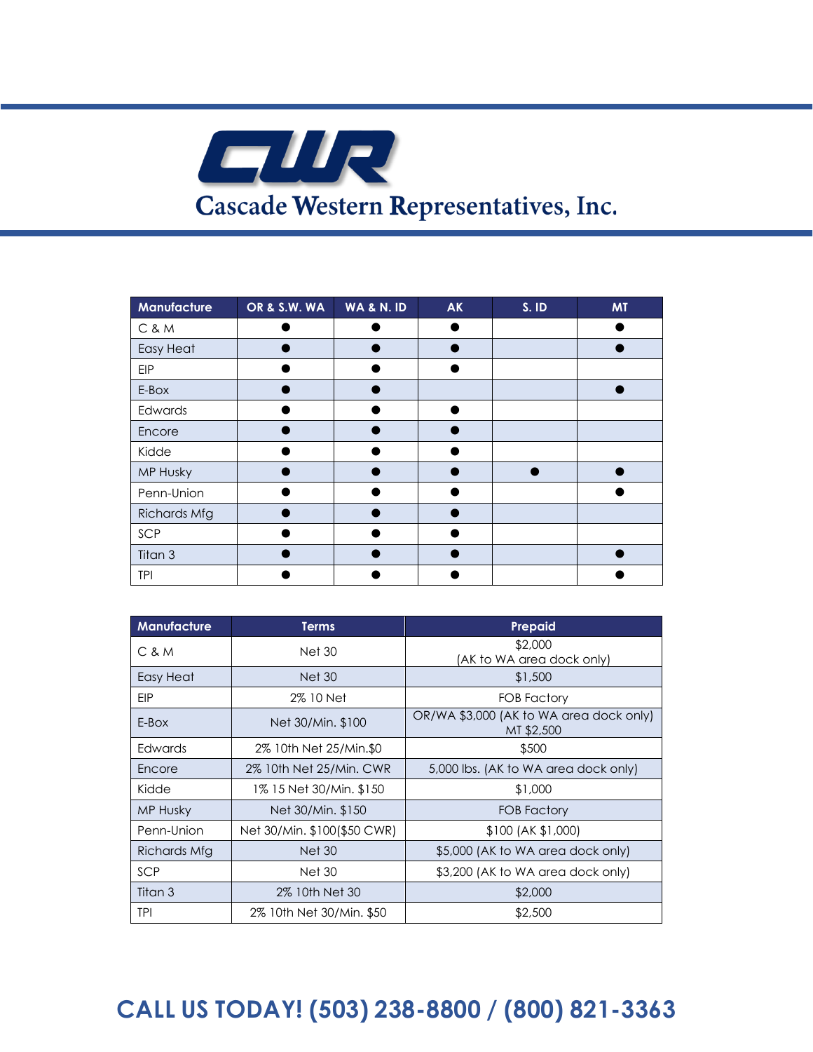# Cascade Western Representatives, Inc.

| Manufacture | OR & S.W. WA | WA & N. ID | AK | S. ID | MT |
|---|---|---|---|---|---|
| C & M | ● | ● | ● | | ● |
| Easy Heat | ● | ● | ● | | ● |
| EIP | ● | ● | ● | | |
| E-Box | ● | ● | | | ● |
| Edwards | ● | ● | ● | | |
| Encore | ● | ● | ● | | |
| Kidde | ● | ● | ● | | |
| MP Husky | ● | ● | ● | ● | ● |
| Penn-Union | ● | ● | ● | | ● |
| Richards Mfg | ● | ● | ● | | |
| SCP | ● | ● | ● | | |
| Titan 3 | ● | ● | ● | | ● |
| TPI | ● | ● | ● | | ● |

| Manufacture | Terms | Prepaid |
|---|---|---|
| C & M | Net 30 | $2,000 (AK to WA area dock only) |
| Easy Heat | Net 30 | $1,500 |
| EIP | 2% 10 Net | FOB Factory |
| E-Box | Net 30/Min. $100 | OR/WA $3,000 (AK to WA area dock only) MT $2,500 |
| Edwards | 2% 10th Net 25/Min.$0 | $500 |
| Encore | 2% 10th Net 25/Min. CWR | 5,000 lbs. (AK to WA area dock only) |
| Kidde | 1% 15 Net 30/Min. $150 | $1,000 |
| MP Husky | Net 30/Min. $150 | FOB Factory |
| Penn-Union | Net 30/Min. $100($50 CWR) | $100 (AK $1,000) |
| Richards Mfg | Net 30 | $5,000 (AK to WA area dock only) |
| SCP | Net 30 | $3,200 (AK to WA area dock only) |
| Titan 3 | 2% 10th Net 30 | $2,000 |
| TPI | 2% 10th Net 30/Min. $50 | $2,500 |

**CALL US TODAY! (503) 238-8800 / (800) 821-3363**